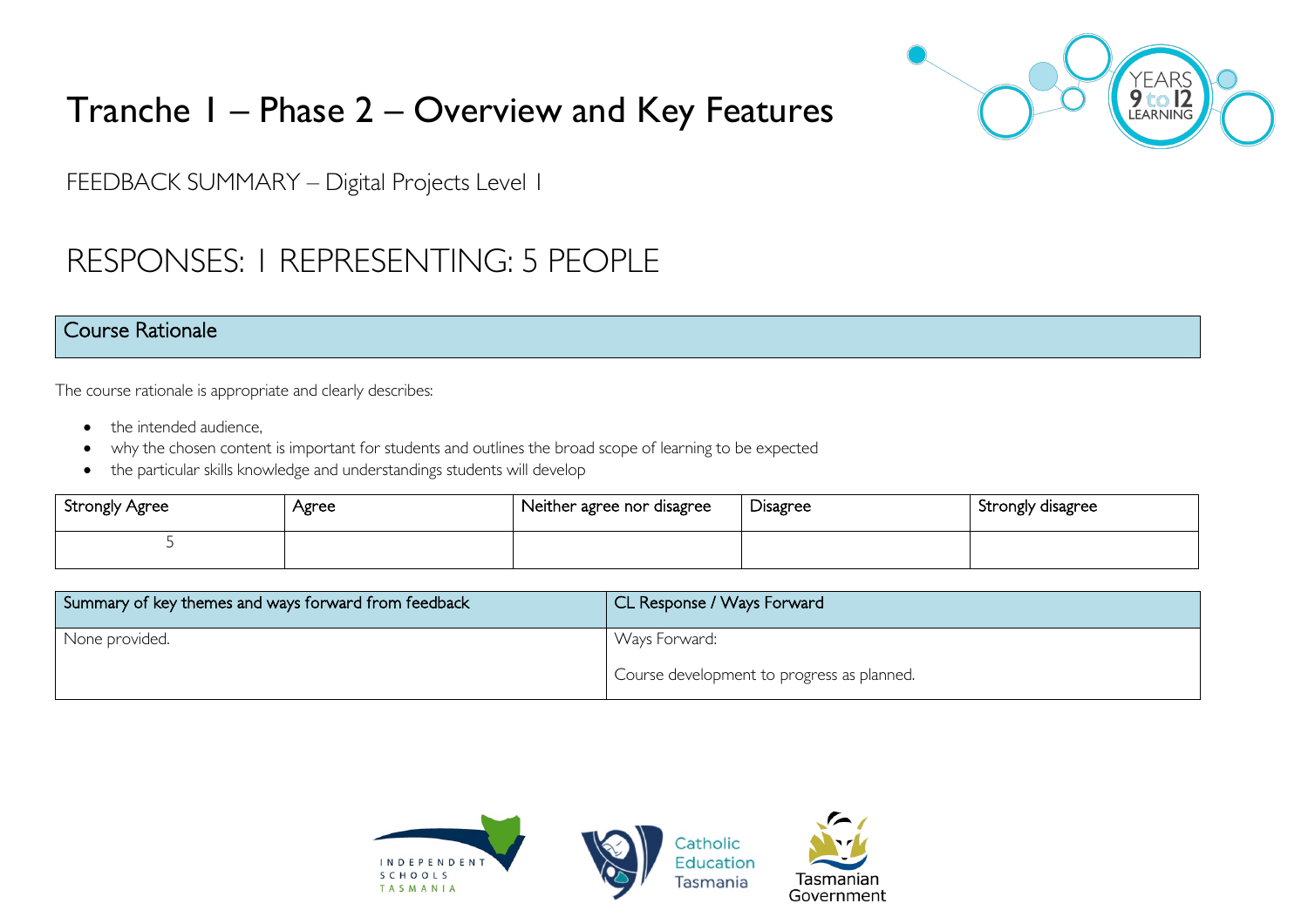# Tranche 1 – Phase 2 – Overview and Key Features

FEEDBACK SUMMARY – Digital Projects Level 1

## RESPONSES: 1 REPRESENTING: 5 PEOPLE

## Course Rationale

The course rationale is appropriate and clearly describes:

- the intended audience,
- why the chosen content is important for students and outlines the broad scope of learning to be expected
- the particular skills knowledge and understandings students will develop

| Strongly Agree | Agree | Neither agree nor disagree | Disagree | Strongly disagree |
|---|---|---|---|---|
| 5 | | | | |

| Summary of key themes and ways forward from feedback | CL Response / Ways Forward |
|---|---|
| None provided. | Ways Forward:<br><br>Course development to progress as planned. |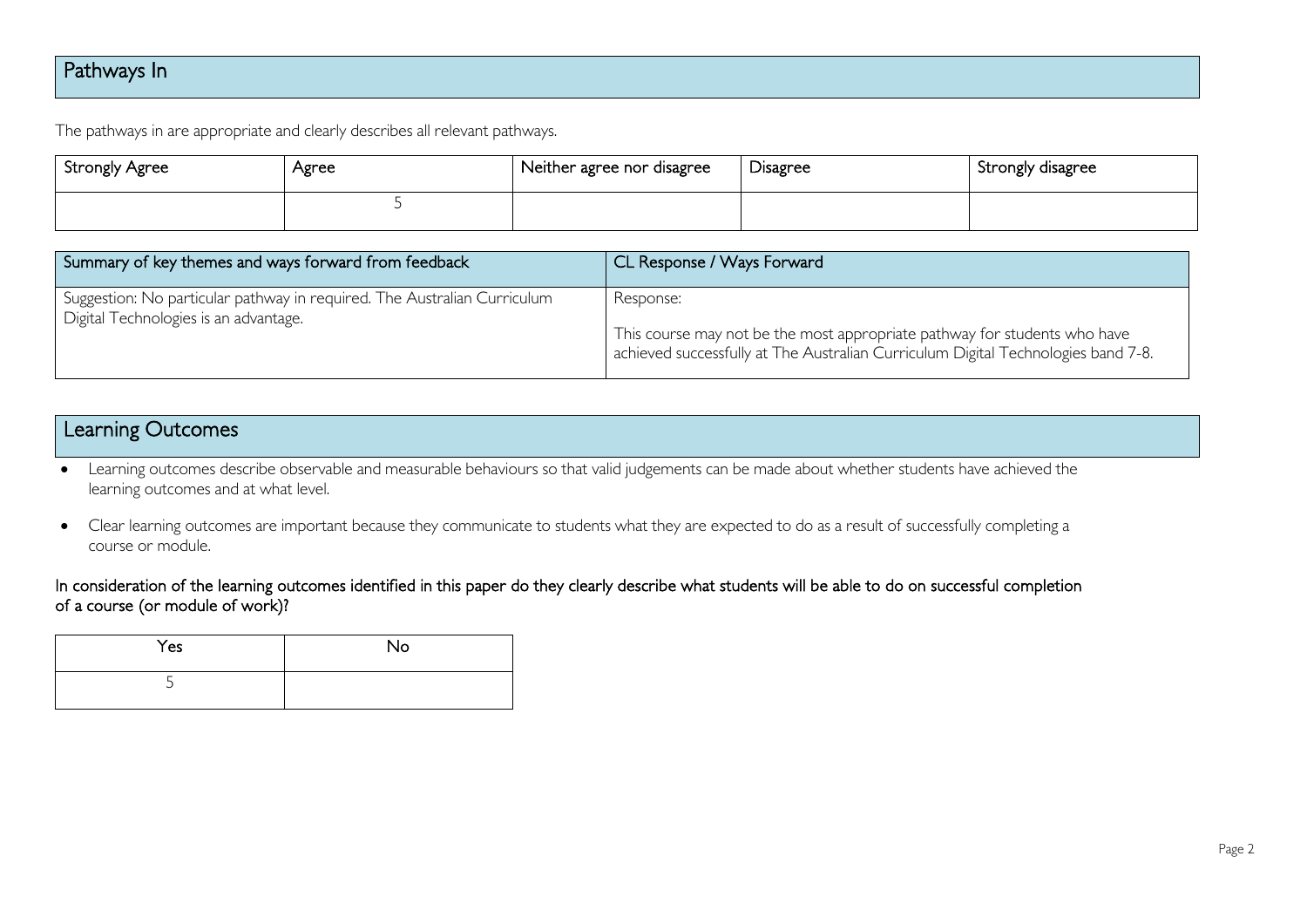## Pathways In

The pathways in are appropriate and clearly describes all relevant pathways.

| Strongly Agree | Agree | Neither agree nor disagree | Disagree | Strongly disagree |
|---|---|---|---|---|
| | 5 | | | |

| Summary of key themes and ways forward from feedback | CL Response / Ways Forward |
|---|---|
| Suggestion: No particular pathway in required. The Australian Curriculum Digital Technologies is an advantage. | Response:<br><br>This course may not be the most appropriate pathway for students who have achieved successfully at The Australian Curriculum Digital Technologies band 7-8. |

## Learning Outcomes

- Learning outcomes describe observable and measurable behaviours so that valid judgements can be made about whether students have achieved the learning outcomes and at what level.
- Clear learning outcomes are important because they communicate to students what they are expected to do as a result of successfully completing a course or module.

In consideration of the learning outcomes identified in this paper do they clearly describe what students will be able to do on successful completion of a course (or module of work)?

| Yes | No |
|---|---|
| 5 | |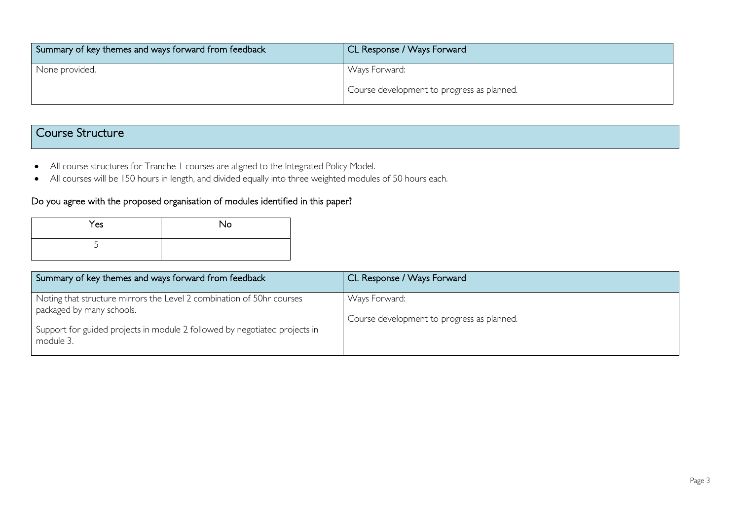| Summary of key themes and ways forward from feedback | CL Response / Ways Forward |
| --- | --- |
| None provided. | Ways Forward:<br><br>Course development to progress as planned. |

## Course Structure

- All course structures for Tranche 1 courses are aligned to the Integrated Policy Model.
- All courses will be 150 hours in length, and divided equally into three weighted modules of 50 hours each.

### Do you agree with the proposed organisation of modules identified in this paper?

| Yes | No |
| --- | --- |
| 5 | |

| Summary of key themes and ways forward from feedback | CL Response / Ways Forward |
| --- | --- |
| Noting that structure mirrors the Level 2 combination of 50hr courses packaged by many schools.<br><br>Support for guided projects in module 2 followed by negotiated projects in module 3. | Ways Forward:<br><br>Course development to progress as planned. |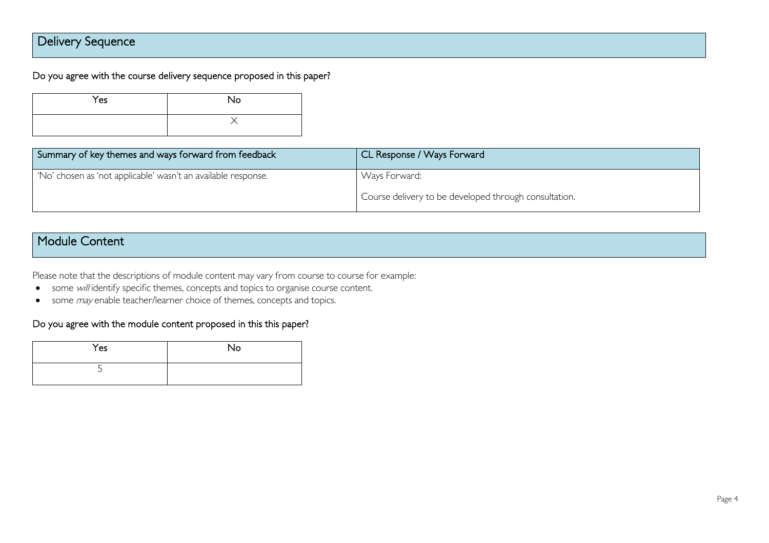## Delivery Sequence

Do you agree with the course delivery sequence proposed in this paper?

| Yes | No |
| --- | --- |
| | X |

| Summary of key themes and ways forward from feedback | CL Response / Ways Forward |
| --- | --- |
| 'No' chosen as 'not applicable' wasn't an available response. | Ways Forward:<br><br>Course delivery to be developed through consultation. |

## Module Content

Please note that the descriptions of module content may vary from course to course for example:

- some *will* identify specific themes, concepts and topics to organise course content.
- some *may* enable teacher/learner choice of themes, concepts and topics.

Do you agree with the module content proposed in this this paper?

| Yes | No |
| --- | --- |
| 5 | |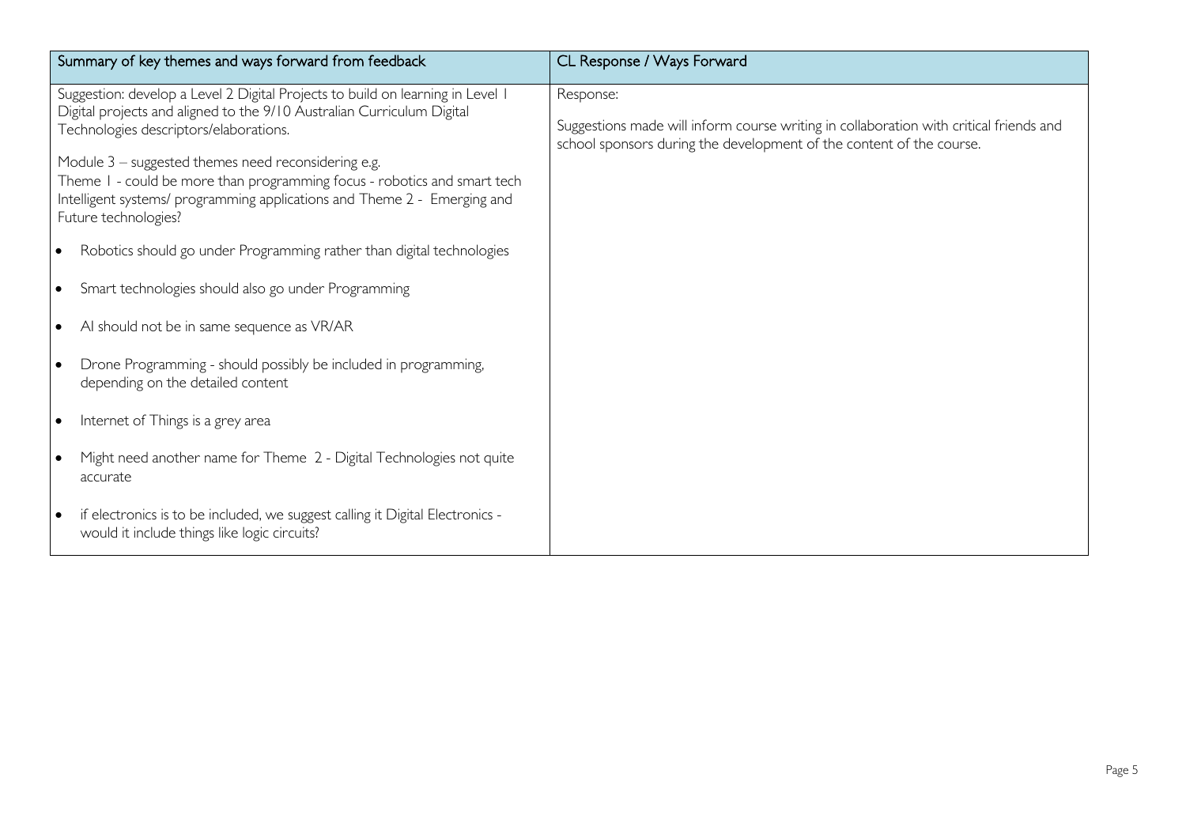| Summary of key themes and ways forward from feedback | CL Response / Ways Forward |
|---|---|
| Suggestion: develop a Level 2 Digital Projects to build on learning in Level 1 Digital projects and aligned to the 9/10 Australian Curriculum Digital Technologies descriptors/elaborations.<br><br>Module 3 – suggested themes need reconsidering e.g.<br>Theme 1 - could be more than programming focus - robotics and smart tech Intelligent systems/ programming applications and Theme 2 - Emerging and Future technologies?<br><br>• Robotics should go under Programming rather than digital technologies<br>• Smart technologies should also go under Programming<br>• AI should not be in same sequence as VR/AR<br>• Drone Programming - should possibly be included in programming, depending on the detailed content<br>• Internet of Things is a grey area<br>• Might need another name for Theme 2 - Digital Technologies not quite accurate<br>• if electronics is to be included, we suggest calling it Digital Electronics - would it include things like logic circuits? | Response:<br><br>Suggestions made will inform course writing in collaboration with critical friends and school sponsors during the development of the content of the course. |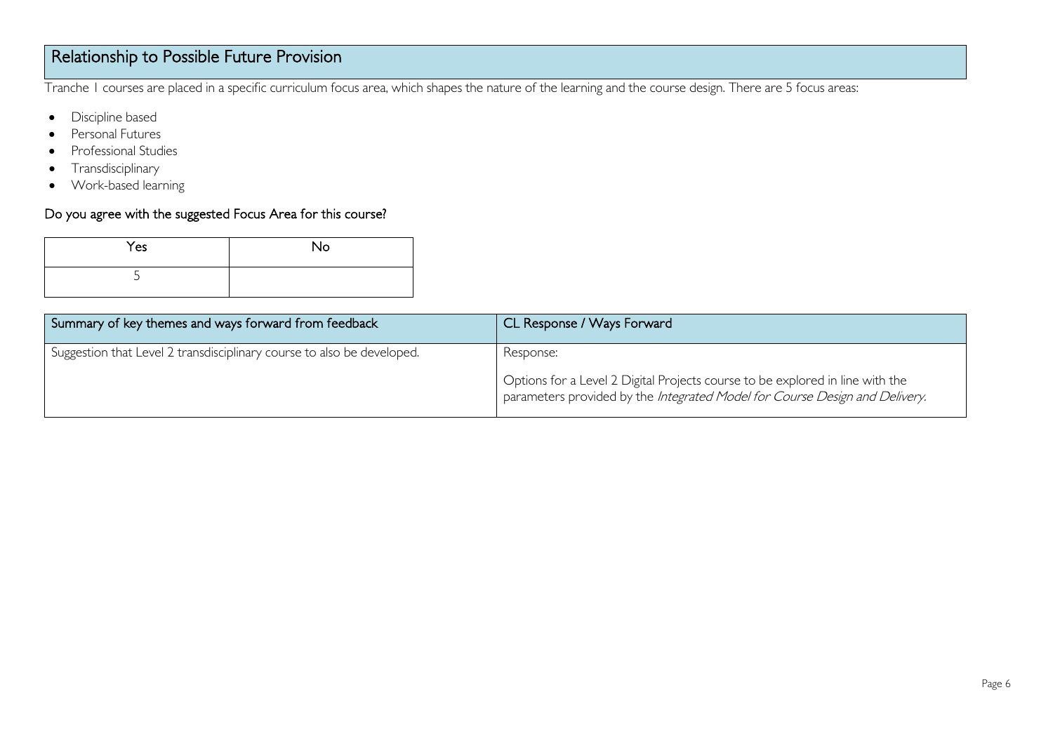## Relationship to Possible Future Provision

Tranche 1 courses are placed in a specific curriculum focus area, which shapes the nature of the learning and the course design. There are 5 focus areas:

- Discipline based
- Personal Futures
- Professional Studies
- Transdisciplinary
- Work-based learning

### Do you agree with the suggested Focus Area for this course?

| Yes | No |
|---|---|
| 5 | |

| Summary of key themes and ways forward from feedback | CL Response / Ways Forward |
|---|---|
| Suggestion that Level 2 transdisciplinary course to also be developed. | Response:<br><br>Options for a Level 2 Digital Projects course to be explored in line with the parameters provided by the *Integrated Model for Course Design and Delivery.* |